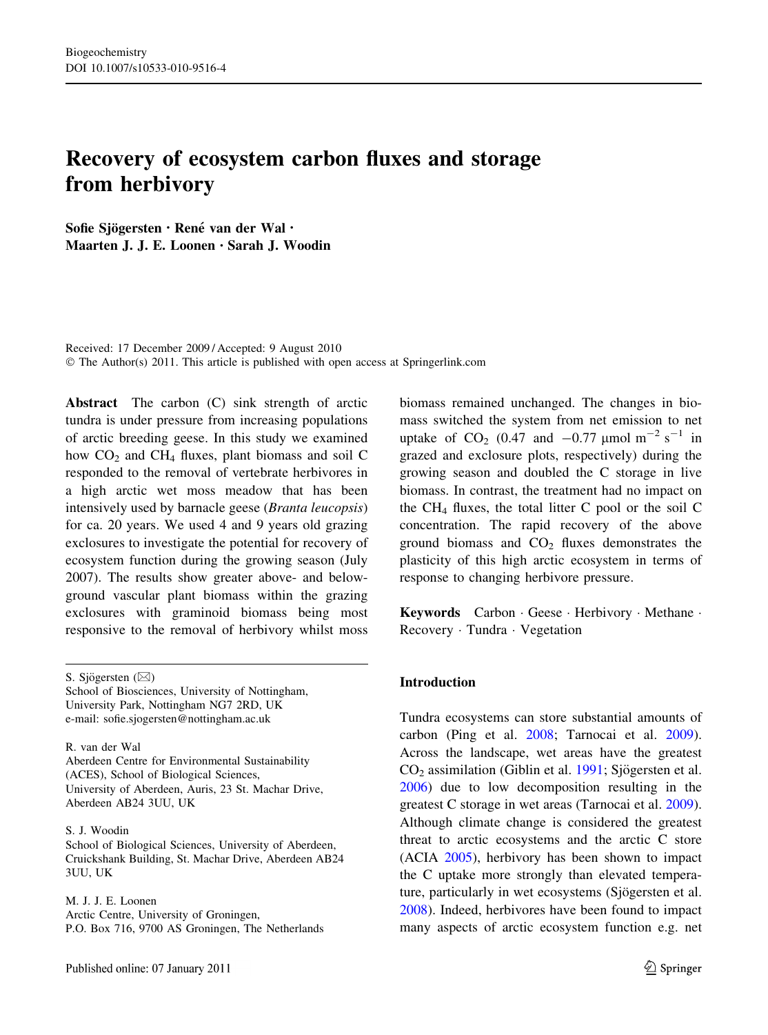Biogeochemistry
DOI 10.1007/s10533-010-9516-4

# Recovery of ecosystem carbon fluxes and storage from herbivory

**Sofie Sjögersten · René van der Wal · Maarten J. J. E. Loonen · Sarah J. Woodin**

Received: 17 December 2009 / Accepted: 9 August 2010
© The Author(s) 2011. This article is published with open access at Springerlink.com

**Abstract** The carbon (C) sink strength of arctic tundra is under pressure from increasing populations of arctic breeding geese. In this study we examined how $CO_2$ and $CH_4$ fluxes, plant biomass and soil C responded to the removal of vertebrate herbivores in a high arctic wet moss meadow that has been intensively used by barnacle geese (*Branta leucopsis*) for ca. 20 years. We used 4 and 9 years old grazing exclosures to investigate the potential for recovery of ecosystem function during the growing season (July 2007). The results show greater above- and below-ground vascular plant biomass within the grazing exclosures with graminoid biomass being most responsive to the removal of herbivory whilst moss biomass remained unchanged. The changes in biomass switched the system from net emission to net uptake of $CO_2$ (0.47 and −0.77 μmol $m^{-2}$ $s^{-1}$ in grazed and exclosure plots, respectively) during the growing season and doubled the C storage in live biomass. In contrast, the treatment had no impact on the $CH_4$ fluxes, the total litter C pool or the soil C concentration. The rapid recovery of the above ground biomass and $CO_2$ fluxes demonstrates the plasticity of this high arctic ecosystem in terms of response to changing herbivore pressure.

**Keywords** Carbon · Geese · Herbivory · Methane · Recovery · Tundra · Vegetation

S. Sjögersten (✉)
School of Biosciences, University of Nottingham, University Park, Nottingham NG7 2RD, UK
e-mail: sofie.sjogersten@nottingham.ac.uk

R. van der Wal
Aberdeen Centre for Environmental Sustainability (ACES), School of Biological Sciences, University of Aberdeen, Auris, 23 St. Machar Drive, Aberdeen AB24 3UU, UK

S. J. Woodin
School of Biological Sciences, University of Aberdeen, Cruickshank Building, St. Machar Drive, Aberdeen AB24 3UU, UK

M. J. J. E. Loonen
Arctic Centre, University of Groningen, P.O. Box 716, 9700 AS Groningen, The Netherlands

Published online: 07 January 2011

## Introduction

Tundra ecosystems can store substantial amounts of carbon (Ping et al. 2008; Tarnocai et al. 2009). Across the landscape, wet areas have the greatest $CO_2$ assimilation (Giblin et al. 1991; Sjögersten et al. 2006) due to low decomposition resulting in the greatest C storage in wet areas (Tarnocai et al. 2009). Although climate change is considered the greatest threat to arctic ecosystems and the arctic C store (ACIA 2005), herbivory has been shown to impact the C uptake more strongly than elevated temperature, particularly in wet ecosystems (Sjögersten et al. 2008). Indeed, herbivores have been found to impact many aspects of arctic ecosystem function e.g. net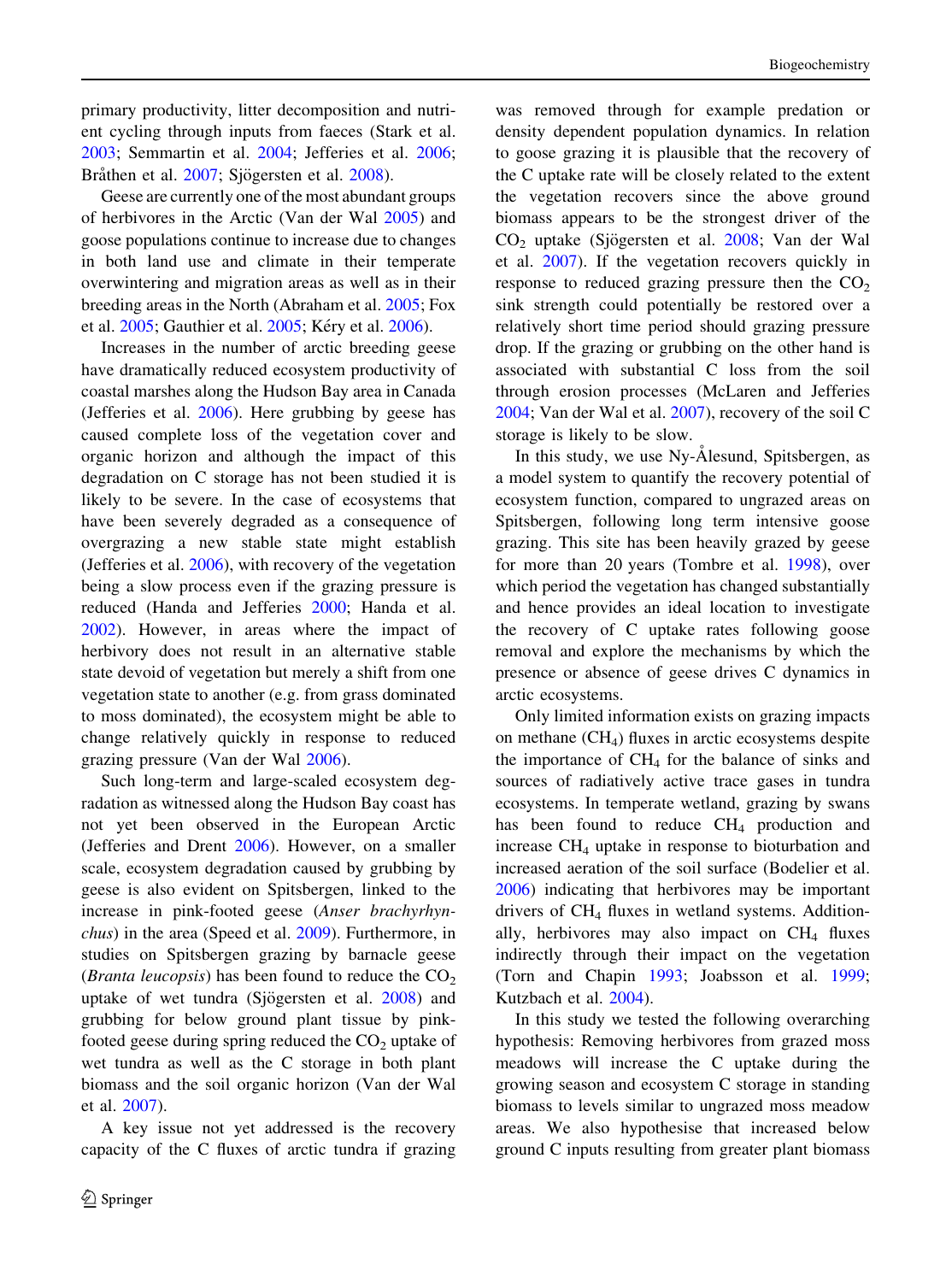primary productivity, litter decomposition and nutrient cycling through inputs from faeces (Stark et al. 2003; Semmartin et al. 2004; Jefferies et al. 2006; Bråthen et al. 2007; Sjögersten et al. 2008).

Geese are currently one of the most abundant groups of herbivores in the Arctic (Van der Wal 2005) and goose populations continue to increase due to changes in both land use and climate in their temperate overwintering and migration areas as well as in their breeding areas in the North (Abraham et al. 2005; Fox et al. 2005; Gauthier et al. 2005; Kéry et al. 2006).

Increases in the number of arctic breeding geese have dramatically reduced ecosystem productivity of coastal marshes along the Hudson Bay area in Canada (Jefferies et al. 2006). Here grubbing by geese has caused complete loss of the vegetation cover and organic horizon and although the impact of this degradation on C storage has not been studied it is likely to be severe. In the case of ecosystems that have been severely degraded as a consequence of overgrazing a new stable state might establish (Jefferies et al. 2006), with recovery of the vegetation being a slow process even if the grazing pressure is reduced (Handa and Jefferies 2000; Handa et al. 2002). However, in areas where the impact of herbivory does not result in an alternative stable state devoid of vegetation but merely a shift from one vegetation state to another (e.g. from grass dominated to moss dominated), the ecosystem might be able to change relatively quickly in response to reduced grazing pressure (Van der Wal 2006).

Such long-term and large-scaled ecosystem degradation as witnessed along the Hudson Bay coast has not yet been observed in the European Arctic (Jefferies and Drent 2006). However, on a smaller scale, ecosystem degradation caused by grubbing by geese is also evident on Spitsbergen, linked to the increase in pink-footed geese (*Anser brachyrhynchus*) in the area (Speed et al. 2009). Furthermore, in studies on Spitsbergen grazing by barnacle geese (*Branta leucopsis*) has been found to reduce the $CO_2$ uptake of wet tundra (Sjögersten et al. 2008) and grubbing for below ground plant tissue by pink-footed geese during spring reduced the $CO_2$ uptake of wet tundra as well as the C storage in both plant biomass and the soil organic horizon (Van der Wal et al. 2007).

A key issue not yet addressed is the recovery capacity of the C fluxes of arctic tundra if grazing was removed through for example predation or density dependent population dynamics. In relation to goose grazing it is plausible that the recovery of the C uptake rate will be closely related to the extent the vegetation recovers since the above ground biomass appears to be the strongest driver of the $CO_2$ uptake (Sjögersten et al. 2008; Van der Wal et al. 2007). If the vegetation recovers quickly in response to reduced grazing pressure then the $CO_2$ sink strength could potentially be restored over a relatively short time period should grazing pressure drop. If the grazing or grubbing on the other hand is associated with substantial C loss from the soil through erosion processes (McLaren and Jefferies 2004; Van der Wal et al. 2007), recovery of the soil C storage is likely to be slow.

In this study, we use Ny-Ålesund, Spitsbergen, as a model system to quantify the recovery potential of ecosystem function, compared to ungrazed areas on Spitsbergen, following long term intensive goose grazing. This site has been heavily grazed by geese for more than 20 years (Tombre et al. 1998), over which period the vegetation has changed substantially and hence provides an ideal location to investigate the recovery of C uptake rates following goose removal and explore the mechanisms by which the presence or absence of geese drives C dynamics in arctic ecosystems.

Only limited information exists on grazing impacts on methane ($CH_4$) fluxes in arctic ecosystems despite the importance of $CH_4$ for the balance of sinks and sources of radiatively active trace gases in tundra ecosystems. In temperate wetland, grazing by swans has been found to reduce $CH_4$ production and increase $CH_4$ uptake in response to bioturbation and increased aeration of the soil surface (Bodelier et al. 2006) indicating that herbivores may be important drivers of $CH_4$ fluxes in wetland systems. Additionally, herbivores may also impact on $CH_4$ fluxes indirectly through their impact on the vegetation (Torn and Chapin 1993; Joabsson et al. 1999; Kutzbach et al. 2004).

In this study we tested the following overarching hypothesis: Removing herbivores from grazed moss meadows will increase the C uptake during the growing season and ecosystem C storage in standing biomass to levels similar to ungrazed moss meadow areas. We also hypothesise that increased below ground C inputs resulting from greater plant biomass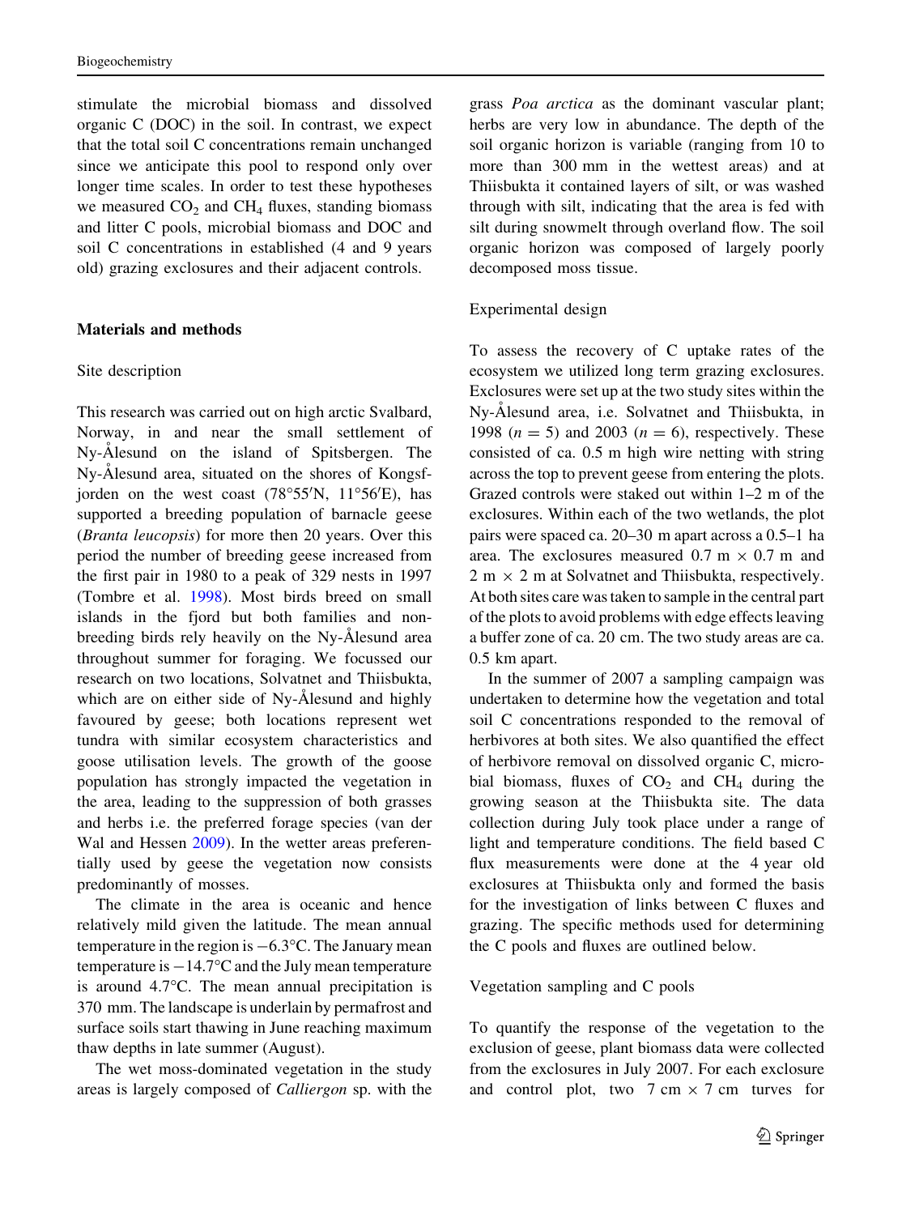stimulate the microbial biomass and dissolved organic C (DOC) in the soil. In contrast, we expect that the total soil C concentrations remain unchanged since we anticipate this pool to respond only over longer time scales. In order to test these hypotheses we measured $CO_2$ and $CH_4$ fluxes, standing biomass and litter C pools, microbial biomass and DOC and soil C concentrations in established (4 and 9 years old) grazing exclosures and their adjacent controls.

## Materials and methods

### Site description

This research was carried out on high arctic Svalbard, Norway, in and near the small settlement of Ny-Ålesund on the island of Spitsbergen. The Ny-Ålesund area, situated on the shores of Kongsfjorden on the west coast (78°55′N, 11°56′E), has supported a breeding population of barnacle geese (*Branta leucopsis*) for more then 20 years. Over this period the number of breeding geese increased from the first pair in 1980 to a peak of 329 nests in 1997 (Tombre et al. 1998). Most birds breed on small islands in the fjord but both families and non-breeding birds rely heavily on the Ny-Ålesund area throughout summer for foraging. We focussed our research on two locations, Solvatnet and Thiisbukta, which are on either side of Ny-Ålesund and highly favoured by geese; both locations represent wet tundra with similar ecosystem characteristics and goose utilisation levels. The growth of the goose population has strongly impacted the vegetation in the area, leading to the suppression of both grasses and herbs i.e. the preferred forage species (van der Wal and Hessen 2009). In the wetter areas preferentially used by geese the vegetation now consists predominantly of mosses.

The climate in the area is oceanic and hence relatively mild given the latitude. The mean annual temperature in the region is −6.3°C. The January mean temperature is −14.7°C and the July mean temperature is around 4.7°C. The mean annual precipitation is 370 mm. The landscape is underlain by permafrost and surface soils start thawing in June reaching maximum thaw depths in late summer (August).

The wet moss-dominated vegetation in the study areas is largely composed of *Calliergon* sp. with the grass *Poa arctica* as the dominant vascular plant; herbs are very low in abundance. The depth of the soil organic horizon is variable (ranging from 10 to more than 300 mm in the wettest areas) and at Thiisbukta it contained layers of silt, or was washed through with silt, indicating that the area is fed with silt during snowmelt through overland flow. The soil organic horizon was composed of largely poorly decomposed moss tissue.

### Experimental design

To assess the recovery of C uptake rates of the ecosystem we utilized long term grazing exclosures. Exclosures were set up at the two study sites within the Ny-Ålesund area, i.e. Solvatnet and Thiisbukta, in 1998 ($n = 5$) and 2003 ($n = 6$), respectively. These consisted of ca. 0.5 m high wire netting with string across the top to prevent geese from entering the plots. Grazed controls were staked out within 1–2 m of the exclosures. Within each of the two wetlands, the plot pairs were spaced ca. 20–30 m apart across a 0.5–1 ha area. The exclosures measured 0.7 m × 0.7 m and 2 m × 2 m at Solvatnet and Thiisbukta, respectively. At both sites care was taken to sample in the central part of the plots to avoid problems with edge effects leaving a buffer zone of ca. 20 cm. The two study areas are ca. 0.5 km apart.

In the summer of 2007 a sampling campaign was undertaken to determine how the vegetation and total soil C concentrations responded to the removal of herbivores at both sites. We also quantified the effect of herbivore removal on dissolved organic C, microbial biomass, fluxes of $CO_2$ and $CH_4$ during the growing season at the Thiisbukta site. The data collection during July took place under a range of light and temperature conditions. The field based C flux measurements were done at the 4 year old exclosures at Thiisbukta only and formed the basis for the investigation of links between C fluxes and grazing. The specific methods used for determining the C pools and fluxes are outlined below.

### Vegetation sampling and C pools

To quantify the response of the vegetation to the exclusion of geese, plant biomass data were collected from the exclosures in July 2007. For each exclosure and control plot, two 7 cm × 7 cm turves for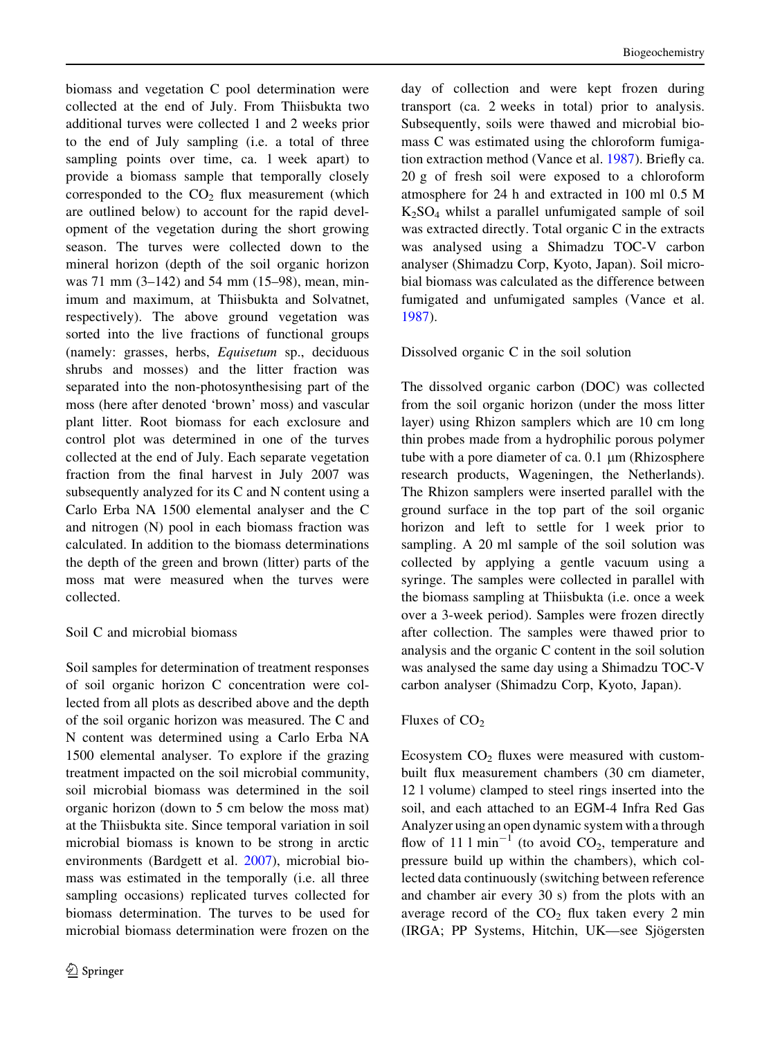biomass and vegetation C pool determination were collected at the end of July. From Thiisbukta two additional turves were collected 1 and 2 weeks prior to the end of July sampling (i.e. a total of three sampling points over time, ca. 1 week apart) to provide a biomass sample that temporally closely corresponded to the $CO_2$ flux measurement (which are outlined below) to account for the rapid development of the vegetation during the short growing season. The turves were collected down to the mineral horizon (depth of the soil organic horizon was 71 mm (3–142) and 54 mm (15–98), mean, minimum and maximum, at Thiisbukta and Solvatnet, respectively). The above ground vegetation was sorted into the live fractions of functional groups (namely: grasses, herbs, *Equisetum* sp., deciduous shrubs and mosses) and the litter fraction was separated into the non-photosynthesising part of the moss (here after denoted 'brown' moss) and vascular plant litter. Root biomass for each exclosure and control plot was determined in one of the turves collected at the end of July. Each separate vegetation fraction from the final harvest in July 2007 was subsequently analyzed for its C and N content using a Carlo Erba NA 1500 elemental analyser and the C and nitrogen (N) pool in each biomass fraction was calculated. In addition to the biomass determinations the depth of the green and brown (litter) parts of the moss mat were measured when the turves were collected.

### Soil C and microbial biomass

Soil samples for determination of treatment responses of soil organic horizon C concentration were collected from all plots as described above and the depth of the soil organic horizon was measured. The C and N content was determined using a Carlo Erba NA 1500 elemental analyser. To explore if the grazing treatment impacted on the soil microbial community, soil microbial biomass was determined in the soil organic horizon (down to 5 cm below the moss mat) at the Thiisbukta site. Since temporal variation in soil microbial biomass is known to be strong in arctic environments (Bardgett et al. 2007), microbial biomass was estimated in the temporally (i.e. all three sampling occasions) replicated turves collected for biomass determination. The turves to be used for microbial biomass determination were frozen on the day of collection and were kept frozen during transport (ca. 2 weeks in total) prior to analysis. Subsequently, soils were thawed and microbial biomass C was estimated using the chloroform fumigation extraction method (Vance et al. 1987). Briefly ca. 20 g of fresh soil were exposed to a chloroform atmosphere for 24 h and extracted in 100 ml 0.5 M $K_2SO_4$ whilst a parallel unfumigated sample of soil was extracted directly. Total organic C in the extracts was analysed using a Shimadzu TOC-V carbon analyser (Shimadzu Corp, Kyoto, Japan). Soil microbial biomass was calculated as the difference between fumigated and unfumigated samples (Vance et al. 1987).

### Dissolved organic C in the soil solution

The dissolved organic carbon (DOC) was collected from the soil organic horizon (under the moss litter layer) using Rhizon samplers which are 10 cm long thin probes made from a hydrophilic porous polymer tube with a pore diameter of ca. 0.1 μm (Rhizosphere research products, Wageningen, the Netherlands). The Rhizon samplers were inserted parallel with the ground surface in the top part of the soil organic horizon and left to settle for 1 week prior to sampling. A 20 ml sample of the soil solution was collected by applying a gentle vacuum using a syringe. The samples were collected in parallel with the biomass sampling at Thiisbukta (i.e. once a week over a 3-week period). Samples were frozen directly after collection. The samples were thawed prior to analysis and the organic C content in the soil solution was analysed the same day using a Shimadzu TOC-V carbon analyser (Shimadzu Corp, Kyoto, Japan).

### Fluxes of $CO_2$

Ecosystem $CO_2$ fluxes were measured with custom-built flux measurement chambers (30 cm diameter, 12 l volume) clamped to steel rings inserted into the soil, and each attached to an EGM-4 Infra Red Gas Analyzer using an open dynamic system with a through flow of 11 l $min^{-1}$ (to avoid $CO_2$, temperature and pressure build up within the chambers), which collected data continuously (switching between reference and chamber air every 30 s) from the plots with an average record of the $CO_2$ flux taken every 2 min (IRGA; PP Systems, Hitchin, UK—see Sjögersten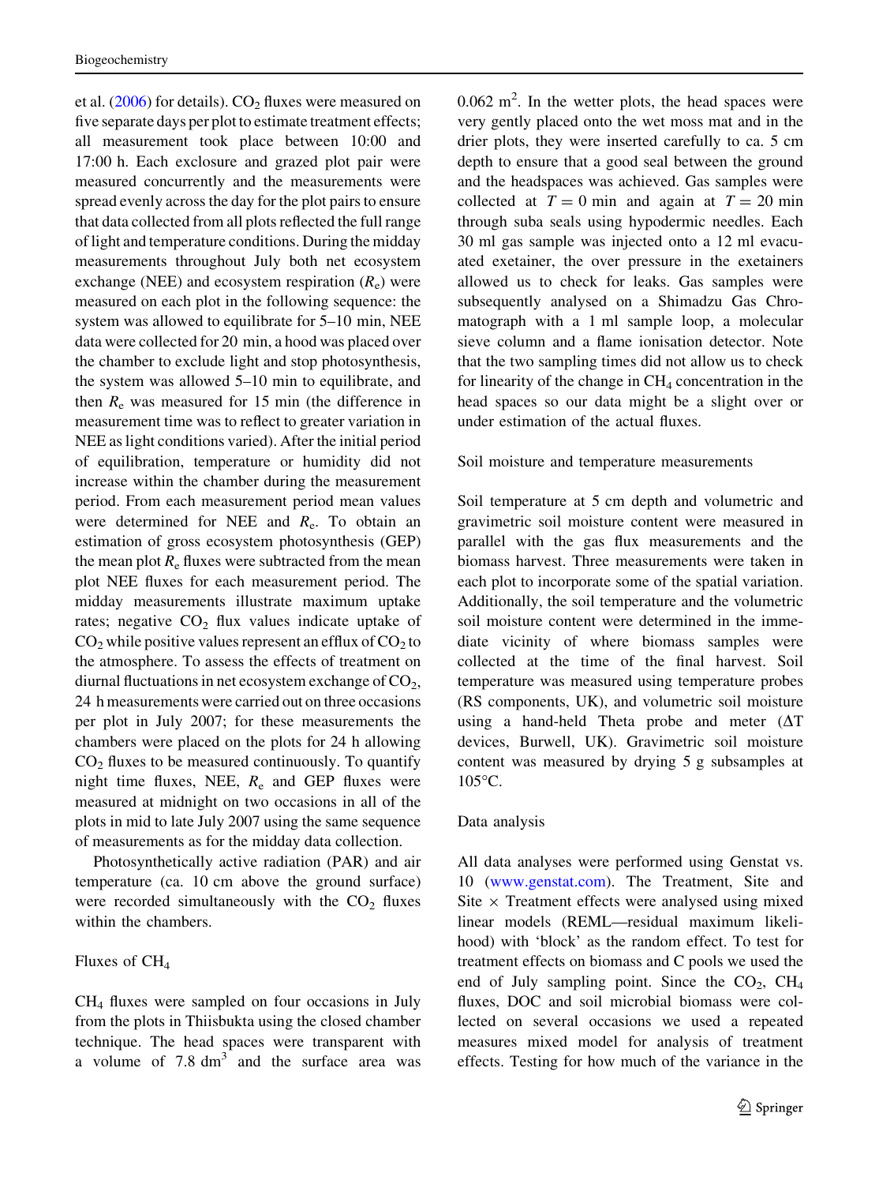et al. (2006) for details). $CO_2$ fluxes were measured on five separate days per plot to estimate treatment effects; all measurement took place between 10:00 and 17:00 h. Each exclosure and grazed plot pair were measured concurrently and the measurements were spread evenly across the day for the plot pairs to ensure that data collected from all plots reflected the full range of light and temperature conditions. During the midday measurements throughout July both net ecosystem exchange (NEE) and ecosystem respiration ($R_e$) were measured on each plot in the following sequence: the system was allowed to equilibrate for 5–10 min, NEE data were collected for 20 min, a hood was placed over the chamber to exclude light and stop photosynthesis, the system was allowed 5–10 min to equilibrate, and then $R_e$ was measured for 15 min (the difference in measurement time was to reflect to greater variation in NEE as light conditions varied). After the initial period of equilibration, temperature or humidity did not increase within the chamber during the measurement period. From each measurement period mean values were determined for NEE and $R_e$. To obtain an estimation of gross ecosystem photosynthesis (GEP) the mean plot $R_e$ fluxes were subtracted from the mean plot NEE fluxes for each measurement period. The midday measurements illustrate maximum uptake rates; negative $CO_2$ flux values indicate uptake of $CO_2$ while positive values represent an efflux of $CO_2$ to the atmosphere. To assess the effects of treatment on diurnal fluctuations in net ecosystem exchange of $CO_2$, 24 h measurements were carried out on three occasions per plot in July 2007; for these measurements the chambers were placed on the plots for 24 h allowing $CO_2$ fluxes to be measured continuously. To quantify night time fluxes, NEE, $R_e$ and GEP fluxes were measured at midnight on two occasions in all of the plots in mid to late July 2007 using the same sequence of measurements as for the midday data collection.

Photosynthetically active radiation (PAR) and air temperature (ca. 10 cm above the ground surface) were recorded simultaneously with the $CO_2$ fluxes within the chambers.

### Fluxes of $CH_4$

$CH_4$ fluxes were sampled on four occasions in July from the plots in Thiisbukta using the closed chamber technique. The head spaces were transparent with a volume of 7.8 $dm^3$ and the surface area was 0.062 $m^2$. In the wetter plots, the head spaces were very gently placed onto the wet moss mat and in the drier plots, they were inserted carefully to ca. 5 cm depth to ensure that a good seal between the ground and the headspaces was achieved. Gas samples were collected at $T = 0$ min and again at $T = 20$ min through suba seals using hypodermic needles. Each 30 ml gas sample was injected onto a 12 ml evacuated exetainer, the over pressure in the exetainers allowed us to check for leaks. Gas samples were subsequently analysed on a Shimadzu Gas Chromatograph with a 1 ml sample loop, a molecular sieve column and a flame ionisation detector. Note that the two sampling times did not allow us to check for linearity of the change in $CH_4$ concentration in the head spaces so our data might be a slight over or under estimation of the actual fluxes.

### Soil moisture and temperature measurements

Soil temperature at 5 cm depth and volumetric and gravimetric soil moisture content were measured in parallel with the gas flux measurements and the biomass harvest. Three measurements were taken in each plot to incorporate some of the spatial variation. Additionally, the soil temperature and the volumetric soil moisture content were determined in the immediate vicinity of where biomass samples were collected at the time of the final harvest. Soil temperature was measured using temperature probes (RS components, UK), and volumetric soil moisture using a hand-held Theta probe and meter (ΔT devices, Burwell, UK). Gravimetric soil moisture content was measured by drying 5 g subsamples at 105°C.

### Data analysis

All data analyses were performed using Genstat vs. 10 (www.genstat.com). The Treatment, Site and Site × Treatment effects were analysed using mixed linear models (REML—residual maximum likelihood) with 'block' as the random effect. To test for treatment effects on biomass and C pools we used the end of July sampling point. Since the $CO_2$, $CH_4$ fluxes, DOC and soil microbial biomass were collected on several occasions we used a repeated measures mixed model for analysis of treatment effects. Testing for how much of the variance in the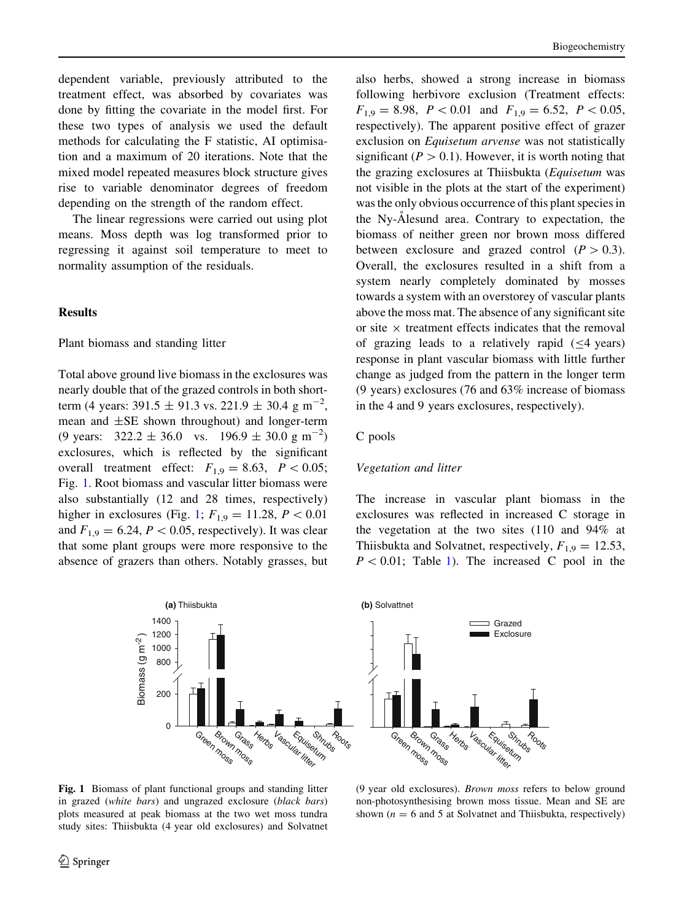dependent variable, previously attributed to the treatment effect, was absorbed by covariates was done by fitting the covariate in the model first. For these two types of analysis we used the default methods for calculating the F statistic, AI optimisation and a maximum of 20 iterations. Note that the mixed model repeated measures block structure gives rise to variable denominator degrees of freedom depending on the strength of the random effect.

The linear regressions were carried out using plot means. Moss depth was log transformed prior to regressing it against soil temperature to meet to normality assumption of the residuals.

## Results

### Plant biomass and standing litter

Total above ground live biomass in the exclosures was nearly double that of the grazed controls in both short-term (4 years: 391.5 ± 91.3 vs. 221.9 ± 30.4 g m$^{-2}$, mean and ±SE shown throughout) and longer-term (9 years: 322.2 ± 36.0 vs. 196.9 ± 30.0 g m$^{-2}$) exclosures, which is reflected by the significant overall treatment effect: $F_{1,9} = 8.63$, $P < 0.05$; Fig. 1. Root biomass and vascular litter biomass were also substantially (12 and 28 times, respectively) higher in exclosures (Fig. 1; $F_{1,9} = 11.28$, $P < 0.01$ and $F_{1,9} = 6.24$, $P < 0.05$, respectively). It was clear that some plant groups were more responsive to the absence of grazers than others. Notably grasses, but also herbs, showed a strong increase in biomass following herbivore exclusion (Treatment effects: $F_{1,9} = 8.98$, $P < 0.01$ and $F_{1,9} = 6.52$, $P < 0.05$, respectively). The apparent positive effect of grazer exclusion on *Equisetum arvense* was not statistically significant ($P > 0.1$). However, it is worth noting that the grazing exclosures at Thiisbukta (*Equisetum* was not visible in the plots at the start of the experiment) was the only obvious occurrence of this plant species in the Ny-Ålesund area. Contrary to expectation, the biomass of neither green nor brown moss differed between exclosure and grazed control ($P > 0.3$). Overall, the exclosures resulted in a shift from a system nearly completely dominated by mosses towards a system with an overstorey of vascular plants above the moss mat. The absence of any significant site or site × treatment effects indicates that the removal of grazing leads to a relatively rapid (≤4 years) response in plant vascular biomass with little further change as judged from the pattern in the longer term (9 years) exclosures (76 and 63% increase of biomass in the 4 and 9 years exclosures, respectively).

### C pools

#### *Vegetation and litter*

The increase in vascular plant biomass in the exclosures was reflected in increased C storage in the vegetation at the two sites (110 and 94% at Thiisbukta and Solvatnet, respectively, $F_{1,9} = 12.53$, $P < 0.01$; Table 1). The increased C pool in the

(a) Thiisbukta

(b) Solvattnet

Grazed
Exclosure

Biomass (g m$^{-2}$)

1400
1200
1000
800
200
0

Green moss, Brown moss, Grass, Herbs, Vascular litter, Equisetum, Shrubs, Roots

**Fig. 1** Biomass of plant functional groups and standing litter in grazed (*white bars*) and ungrazed exclosure (*black bars*) plots measured at peak biomass at the two wet moss tundra study sites: Thiisbukta (4 year old exclosures) and Solvatnet (9 year old exclosures). *Brown moss* refers to below ground non-photosynthesising brown moss tissue. Mean and SE are shown ($n$ = 6 and 5 at Solvatnet and Thiisbukta, respectively)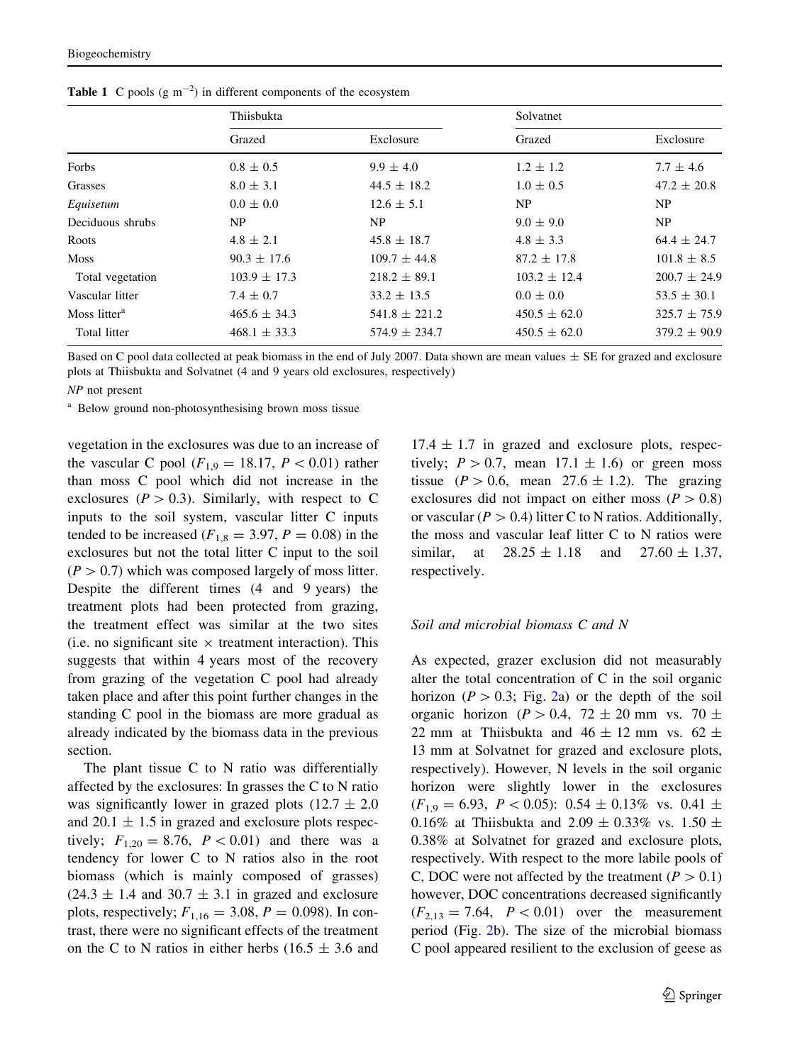**Table 1** C pools (g $m^{-2}$) in different components of the ecosystem

| | Thiisbukta | | Solvatnet | |
|---|---|---|---|---|
| | Grazed | Exclosure | Grazed | Exclosure |
| Forbs | 0.8 ± 0.5 | 9.9 ± 4.0 | 1.2 ± 1.2 | 7.7 ± 4.6 |
| Grasses | 8.0 ± 3.1 | 44.5 ± 18.2 | 1.0 ± 0.5 | 47.2 ± 20.8 |
| *Equisetum* | 0.0 ± 0.0 | 12.6 ± 5.1 | NP | NP |
| Deciduous shrubs | NP | NP | 9.0 ± 9.0 | NP |
| Roots | 4.8 ± 2.1 | 45.8 ± 18.7 | 4.8 ± 3.3 | 64.4 ± 24.7 |
| Moss | 90.3 ± 17.6 | 109.7 ± 44.8 | 87.2 ± 17.8 | 101.8 ± 8.5 |
| Total vegetation | 103.9 ± 17.3 | 218.2 ± 89.1 | 103.2 ± 12.4 | 200.7 ± 24.9 |
| Vascular litter | 7.4 ± 0.7 | 33.2 ± 13.5 | 0.0 ± 0.0 | 53.5 ± 30.1 |
| Moss litter[a] | 465.6 ± 34.3 | 541.8 ± 221.2 | 450.5 ± 62.0 | 325.7 ± 75.9 |
| Total litter | 468.1 ± 33.3 | 574.9 ± 234.7 | 450.5 ± 62.0 | 379.2 ± 90.9 |

Based on C pool data collected at peak biomass in the end of July 2007. Data shown are mean values ± SE for grazed and exclosure plots at Thiisbukta and Solvatnet (4 and 9 years old exclosures, respectively)

*NP* not present

[a] Below ground non-photosynthesising brown moss tissue

vegetation in the exclosures was due to an increase of the vascular C pool ($F_{1,9} = 18.17$, $P < 0.01$) rather than moss C pool which did not increase in the exclosures ($P > 0.3$). Similarly, with respect to C inputs to the soil system, vascular litter C inputs tended to be increased ($F_{1,8} = 3.97$, $P = 0.08$) in the exclosures but not the total litter C input to the soil ($P > 0.7$) which was composed largely of moss litter. Despite the different times (4 and 9 years) the treatment plots had been protected from grazing, the treatment effect was similar at the two sites (i.e. no significant site × treatment interaction). This suggests that within 4 years most of the recovery from grazing of the vegetation C pool had already taken place and after this point further changes in the standing C pool in the biomass are more gradual as already indicated by the biomass data in the previous section.

The plant tissue C to N ratio was differentially affected by the exclosures: In grasses the C to N ratio was significantly lower in grazed plots (12.7 ± 2.0 and 20.1 ± 1.5 in grazed and exclosure plots respectively; $F_{1,20} = 8.76$, $P < 0.01$) and there was a tendency for lower C to N ratios also in the root biomass (which is mainly composed of grasses) (24.3 ± 1.4 and 30.7 ± 3.1 in grazed and exclosure plots, respectively; $F_{1,16} = 3.08$, $P = 0.098$). In contrast, there were no significant effects of the treatment on the C to N ratios in either herbs (16.5 ± 3.6 and 17.4 ± 1.7 in grazed and exclosure plots, respectively; $P > 0.7$, mean 17.1 ± 1.6) or green moss tissue ($P > 0.6$, mean 27.6 ± 1.2). The grazing exclosures did not impact on either moss ($P > 0.8$) or vascular ($P > 0.4$) litter C to N ratios. Additionally, the moss and vascular leaf litter C to N ratios were similar, at 28.25 ± 1.18 and 27.60 ± 1.37, respectively.

### Soil and microbial biomass C and N

As expected, grazer exclusion did not measurably alter the total concentration of C in the soil organic horizon ($P > 0.3$; Fig. 2a) or the depth of the soil organic horizon ($P > 0.4$, 72 ± 20 mm vs. 70 ± 22 mm at Thiisbukta and 46 ± 12 mm vs. 62 ± 13 mm at Solvatnet for grazed and exclosure plots, respectively). However, N levels in the soil organic horizon were slightly lower in the exclosures ($F_{1,9} = 6.93$, $P < 0.05$): 0.54 ± 0.13% vs. 0.41 ± 0.16% at Thiisbukta and 2.09 ± 0.33% vs. 1.50 ± 0.38% at Solvatnet for grazed and exclosure plots, respectively. With respect to the more labile pools of C, DOC were not affected by the treatment ($P > 0.1$) however, DOC concentrations decreased significantly ($F_{2,13} = 7.64$, $P < 0.01$) over the measurement period (Fig. 2b). The size of the microbial biomass C pool appeared resilient to the exclusion of geese as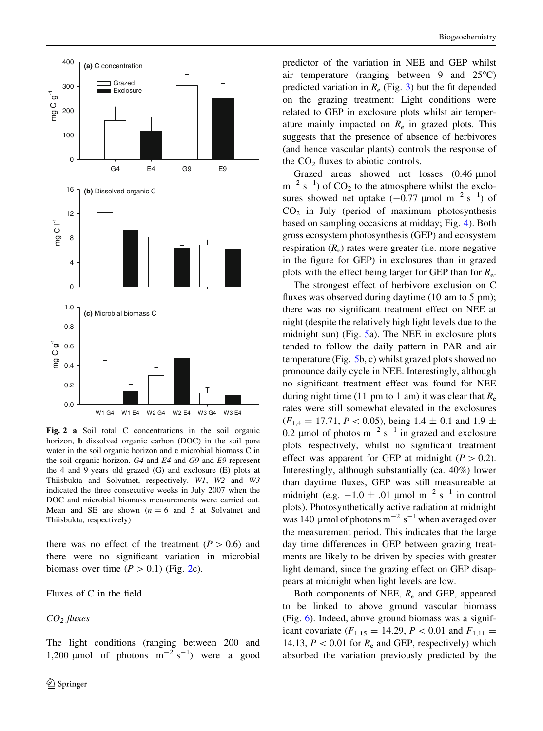(a) C concentration

Grazed
Exclosure

mg C g$^{-1}$

400
300
200
100
0

G4 E4 G9 E9

(b) Dissolved organic C

mg C l$^{-1}$

16
12
8
4
0

(c) Microbial biomass C

mg C g$^{-1}$

1.0
0.8
0.6
0.4
0.2
0.0

W1 G4 W1 E4 W2 G4 W2 E4 W3 G4 W3 E4

**Fig. 2** **a** Soil total C concentrations in the soil organic horizon, **b** dissolved organic carbon (DOC) in the soil pore water in the soil organic horizon and **c** microbial biomass C in the soil organic horizon. *G4* and *E4* and *G9* and *E9* represent the 4 and 9 years old grazed (G) and exclosure (E) plots at Thiisbukta and Solvatnet, respectively. *W1*, *W2* and *W3* indicated the three consecutive weeks in July 2007 when the DOC and microbial biomass measurements were carried out. Mean and SE are shown ($n = 6$ and 5 at Solvatnet and Thiisbukta, respectively)

there was no effect of the treatment ($P > 0.6$) and there were no significant variation in microbial biomass over time ($P > 0.1$) (Fig. 2c).

### Fluxes of C in the field

#### *$CO_2$ fluxes*

The light conditions (ranging between 200 and 1,200 μmol of photons $m^{-2}\,s^{-1}$) were a good predictor of the variation in NEE and GEP whilst air temperature (ranging between 9 and 25°C) predicted variation in $R_e$ (Fig. 3) but the fit depended on the grazing treatment: Light conditions were related to GEP in exclosure plots whilst air temperature mainly impacted on $R_e$ in grazed plots. This suggests that the presence of absence of herbivores (and hence vascular plants) controls the response of the $CO_2$ fluxes to abiotic controls.

Grazed areas showed net losses (0.46 μmol $m^{-2}\,s^{-1}$) of $CO_2$ to the atmosphere whilst the exclosures showed net uptake (−0.77 μmol $m^{-2}\,s^{-1}$) of $CO_2$ in July (period of maximum photosynthesis based on sampling occasions at midday; Fig. 4). Both gross ecosystem photosynthesis (GEP) and ecosystem respiration ($R_e$) rates were greater (i.e. more negative in the figure for GEP) in exclosures than in grazed plots with the effect being larger for GEP than for $R_e$.

The strongest effect of herbivore exclusion on C fluxes was observed during daytime (10 am to 5 pm); there was no significant treatment effect on NEE at night (despite the relatively high light levels due to the midnight sun) (Fig. 5a). The NEE in exclosure plots tended to follow the daily pattern in PAR and air temperature (Fig. 5b, c) whilst grazed plots showed no pronounce daily cycle in NEE. Interestingly, although no significant treatment effect was found for NEE during night time (11 pm to 1 am) it was clear that $R_e$ rates were still somewhat elevated in the exclosures ($F_{1,4} = 17.71$, $P < 0.05$), being $1.4 \pm 0.1$ and $1.9 \pm 0.2$ μmol of photos $m^{-2}\,s^{-1}$ in grazed and exclosure plots respectively, whilst no significant treatment effect was apparent for GEP at midnight ($P > 0.2$). Interestingly, although substantially (ca. 40%) lower than daytime fluxes, GEP was still measureable at midnight (e.g. $-1.0 \pm .01$ μmol $m^{-2}\,s^{-1}$ in control plots). Photosynthetically active radiation at midnight was 140 μmol of photons $m^{-2}\,s^{-1}$ when averaged over the measurement period. This indicates that the large day time differences in GEP between grazing treatments are likely to be driven by species with greater light demand, since the grazing effect on GEP disappears at midnight when light levels are low.

Both components of NEE, $R_e$ and GEP, appeared to be linked to above ground vascular biomass (Fig. 6). Indeed, above ground biomass was a significant covariate ($F_{1,15} = 14.29$, $P < 0.01$ and $F_{1,11} = 14.13$, $P < 0.01$ for $R_e$ and GEP, respectively) which absorbed the variation previously predicted by the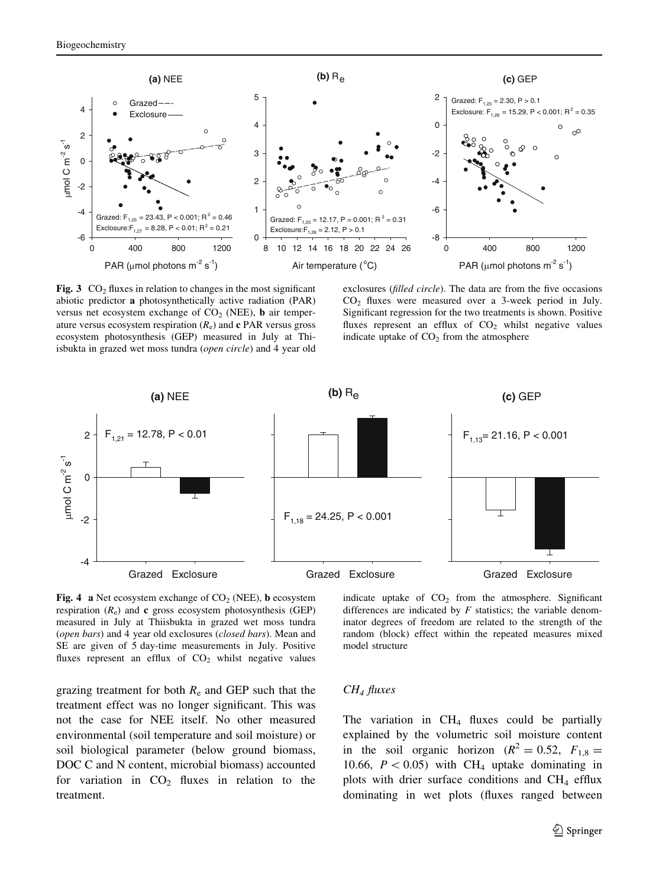(a) NEE

○ Grazed
● Exclosure

μmol C m$^{-2}$ s$^{-1}$

Grazed: $F_{1,25} = 23.43$, $P < 0.001$; $R^2 = 0.46$
Exclosure: $F_{1,27} = 8.28$, $P < 0.01$; $R^2 = 0.21$

PAR (μmol photons m$^{-2}$ s$^{-1}$)

(b) $R_e$

Grazed: $F_{1,25} = 12.17$, $P = 0.001$; $R^2 = 0.31$
Exclosure: $F_{1,26} = 2.12$, $P > 0.1$

Air temperature (°C)

(c) GEP

Grazed: $F_{1,25} = 2.30$, $P > 0.1$
Exclosure: $F_{1,26} = 15.29$, $P < 0.001$; $R^2 = 0.35$

PAR (μmol photons m$^{-2}$ s$^{-1}$)

**Fig. 3** $CO_2$ fluxes in relation to changes in the most significant abiotic predictor **a** photosynthetically active radiation (PAR) versus net ecosystem exchange of $CO_2$ (NEE), **b** air temperature versus ecosystem respiration ($R_e$) and **c** PAR versus gross ecosystem photosynthesis (GEP) measured in July at Thiisbukta in grazed wet moss tundra (*open circle*) and 4 year old exclosures (*filled circle*). The data are from the five occasions $CO_2$ fluxes were measured over a 3-week period in July. Significant regression for the two treatments is shown. Positive fluxes represent an efflux of $CO_2$ whilst negative values indicate uptake of $CO_2$ from the atmosphere

(a) NEE

$F_{1,21} = 12.78$, $P < 0.01$

μmol C m$^{-2}$ s$^{-1}$

Grazed Exclosure

(b) $R_e$

$F_{1,18} = 24.25$, $P < 0.001$

Grazed Exclosure

(c) GEP

$F_{1,13} = 21.16$, $P < 0.001$

Grazed Exclosure

**Fig. 4** **a** Net ecosystem exchange of $CO_2$ (NEE), **b** ecosystem respiration ($R_e$) and **c** gross ecosystem photosynthesis (GEP) measured in July at Thiisbukta in grazed wet moss tundra (*open bars*) and 4 year old exclosures (*closed bars*). Mean and SE are given of 5 day-time measurements in July. Positive fluxes represent an efflux of $CO_2$ whilst negative values indicate uptake of $CO_2$ from the atmosphere. Significant differences are indicated by $F$ statistics; the variable denominator degrees of freedom are related to the strength of the random (block) effect within the repeated measures mixed model structure

grazing treatment for both $R_e$ and GEP such that the treatment effect was no longer significant. This was not the case for NEE itself. No other measured environmental (soil temperature and soil moisture) or soil biological parameter (below ground biomass, DOC C and N content, microbial biomass) accounted for variation in $CO_2$ fluxes in relation to the treatment.

### *$CH_4$ fluxes*

The variation in $CH_4$ fluxes could be partially explained by the volumetric soil moisture content in the soil organic horizon ($R^2 = 0.52$, $F_{1,8} = 10.66$, $P < 0.05$) with $CH_4$ uptake dominating in plots with drier surface conditions and $CH_4$ efflux dominating in wet plots (fluxes ranged between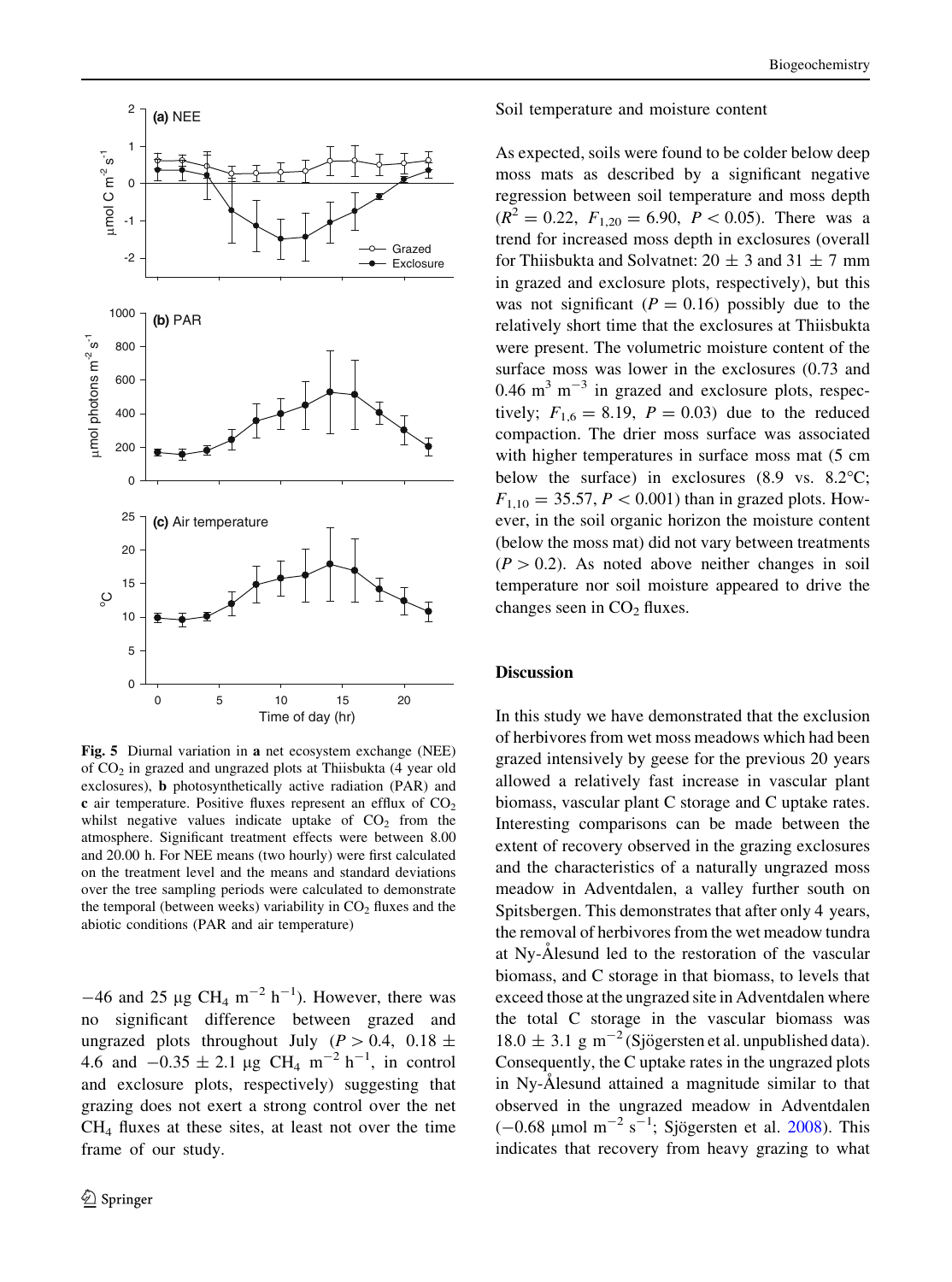(a) NEE

μmol C m$^{-2}$ s$^{-1}$

2
1
0
-1
-2

Grazed
Exclosure

(b) PAR

μmol photons m$^{-2}$ s$^{-1}$

1000
800
600
400
200
0

(c) Air temperature

°C

25
20
15
10
5
0

0
5
10
15
20

Time of day (hr)

**Fig. 5** Diurnal variation in **a** net ecosystem exchange (NEE) of $CO_2$ in grazed and ungrazed plots at Thiisbukta (4 year old exclosures), **b** photosynthetically active radiation (PAR) and **c** air temperature. Positive fluxes represent an efflux of $CO_2$ whilst negative values indicate uptake of $CO_2$ from the atmosphere. Significant treatment effects were between 8.00 and 20.00 h. For NEE means (two hourly) were first calculated on the treatment level and the means and standard deviations over the tree sampling periods were calculated to demonstrate the temporal (between weeks) variability in $CO_2$ fluxes and the abiotic conditions (PAR and air temperature)

−46 and 25 μg $CH_4$ m$^{-2}$ h$^{-1}$). However, there was no significant difference between grazed and ungrazed plots throughout July ($P > 0.4$, $0.18 \pm 4.6$ and $-0.35 \pm 2.1$ μg $CH_4$ m$^{-2}$ h$^{-1}$, in control and exclosure plots, respectively) suggesting that grazing does not exert a strong control over the net $CH_4$ fluxes at these sites, at least not over the time frame of our study.

Soil temperature and moisture content

As expected, soils were found to be colder below deep moss mats as described by a significant negative regression between soil temperature and moss depth ($R^2 = 0.22$, $F_{1,20} = 6.90$, $P < 0.05$). There was a trend for increased moss depth in exclosures (overall for Thiisbukta and Solvatnet: $20 \pm 3$ and $31 \pm 7$ mm in grazed and exclosure plots, respectively), but this was not significant ($P = 0.16$) possibly due to the relatively short time that the exclosures at Thiisbukta were present. The volumetric moisture content of the surface moss was lower in the exclosures (0.73 and 0.46 m$^3$ m$^{-3}$ in grazed and exclosure plots, respectively; $F_{1,6} = 8.19$, $P = 0.03$) due to the reduced compaction. The drier moss surface was associated with higher temperatures in surface moss mat (5 cm below the surface) in exclosures (8.9 vs. 8.2°C; $F_{1,10} = 35.57$, $P < 0.001$) than in grazed plots. However, in the soil organic horizon the moisture content (below the moss mat) did not vary between treatments ($P > 0.2$). As noted above neither changes in soil temperature nor soil moisture appeared to drive the changes seen in $CO_2$ fluxes.

## Discussion

In this study we have demonstrated that the exclusion of herbivores from wet moss meadows which had been grazed intensively by geese for the previous 20 years allowed a relatively fast increase in vascular plant biomass, vascular plant C storage and C uptake rates. Interesting comparisons can be made between the extent of recovery observed in the grazing exclosures and the characteristics of a naturally ungrazed moss meadow in Adventdalen, a valley further south on Spitsbergen. This demonstrates that after only 4 years, the removal of herbivores from the wet meadow tundra at Ny-Ålesund led to the restoration of the vascular biomass, and C storage in that biomass, to levels that exceed those at the ungrazed site in Adventdalen where the total C storage in the vascular biomass was $18.0 \pm 3.1$ g m$^{-2}$ (Sjögersten et al. unpublished data). Consequently, the C uptake rates in the ungrazed plots in Ny-Ålesund attained a magnitude similar to that observed in the ungrazed meadow in Adventdalen (−0.68 μmol m$^{-2}$ s$^{-1}$; Sjögersten et al. 2008). This indicates that recovery from heavy grazing to what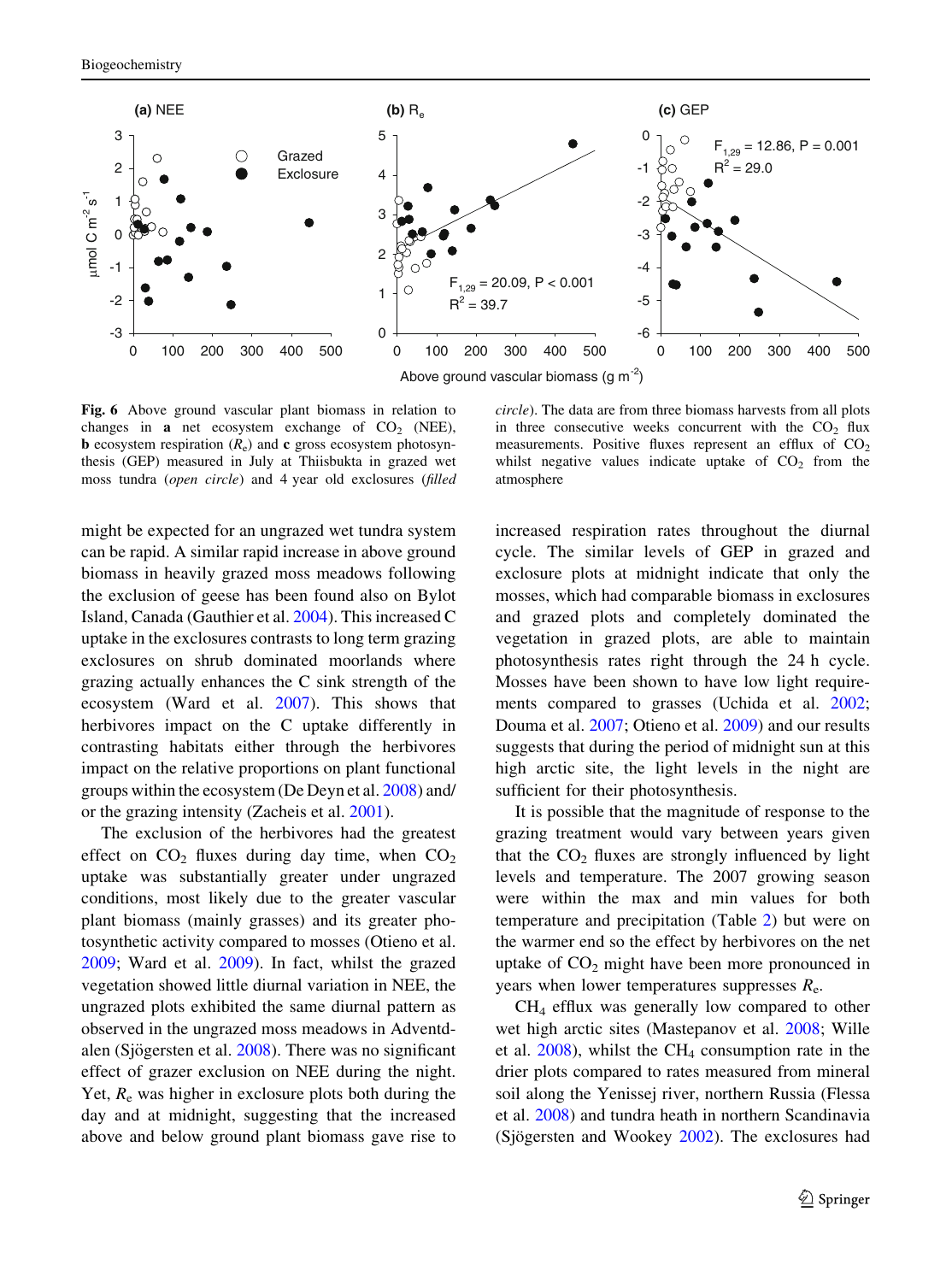(a) NEE

(b) $R_e$

(c) GEP

Grazed

Exclosure

μmol C m$^{-2}$ s$^{-1}$

$F_{1,29}$ = 20.09, P < 0.001
$R^2$ = 39.7

$F_{1,29}$ = 12.86, P = 0.001
$R^2$ = 29.0

Above ground vascular biomass (g m$^{-2}$)

**Fig. 6** Above ground vascular plant biomass in relation to changes in **a** net ecosystem exchange of $CO_2$ (NEE), **b** ecosystem respiration ($R_e$) and **c** gross ecosystem photosynthesis (GEP) measured in July at Thiisbukta in grazed wet moss tundra (*open circle*) and 4 year old exclosures (*filled circle*). The data are from three biomass harvests from all plots in three consecutive weeks concurrent with the $CO_2$ flux measurements. Positive fluxes represent an efflux of $CO_2$ whilst negative values indicate uptake of $CO_2$ from the atmosphere

might be expected for an ungrazed wet tundra system can be rapid. A similar rapid increase in above ground biomass in heavily grazed moss meadows following the exclusion of geese has been found also on Bylot Island, Canada (Gauthier et al. 2004). This increased C uptake in the exclosures contrasts to long term grazing exclosures on shrub dominated moorlands where grazing actually enhances the C sink strength of the ecosystem (Ward et al. 2007). This shows that herbivores impact on the C uptake differently in contrasting habitats either through the herbivores impact on the relative proportions on plant functional groups within the ecosystem (De Deyn et al. 2008) and/or the grazing intensity (Zacheis et al. 2001).

The exclusion of the herbivores had the greatest effect on $CO_2$ fluxes during day time, when $CO_2$ uptake was substantially greater under ungrazed conditions, most likely due to the greater vascular plant biomass (mainly grasses) and its greater photosynthetic activity compared to mosses (Otieno et al. 2009; Ward et al. 2009). In fact, whilst the grazed vegetation showed little diurnal variation in NEE, the ungrazed plots exhibited the same diurnal pattern as observed in the ungrazed moss meadows in Adventdalen (Sjögersten et al. 2008). There was no significant effect of grazer exclusion on NEE during the night. Yet, $R_e$ was higher in exclosure plots both during the day and at midnight, suggesting that the increased above and below ground plant biomass gave rise to increased respiration rates throughout the diurnal cycle. The similar levels of GEP in grazed and exclosure plots at midnight indicate that only the mosses, which had comparable biomass in exclosures and grazed plots and completely dominated the vegetation in grazed plots, are able to maintain photosynthesis rates right through the 24 h cycle. Mosses have been shown to have low light requirements compared to grasses (Uchida et al. 2002; Douma et al. 2007; Otieno et al. 2009) and our results suggests that during the period of midnight sun at this high arctic site, the light levels in the night are sufficient for their photosynthesis.

It is possible that the magnitude of response to the grazing treatment would vary between years given that the $CO_2$ fluxes are strongly influenced by light levels and temperature. The 2007 growing season were within the max and min values for both temperature and precipitation (Table 2) but were on the warmer end so the effect by herbivores on the net uptake of $CO_2$ might have been more pronounced in years when lower temperatures suppresses $R_e$.

$CH_4$ efflux was generally low compared to other wet high arctic sites (Mastepanov et al. 2008; Wille et al. 2008), whilst the $CH_4$ consumption rate in the drier plots compared to rates measured from mineral soil along the Yenissej river, northern Russia (Flessa et al. 2008) and tundra heath in northern Scandinavia (Sjögersten and Wookey 2002). The exclosures had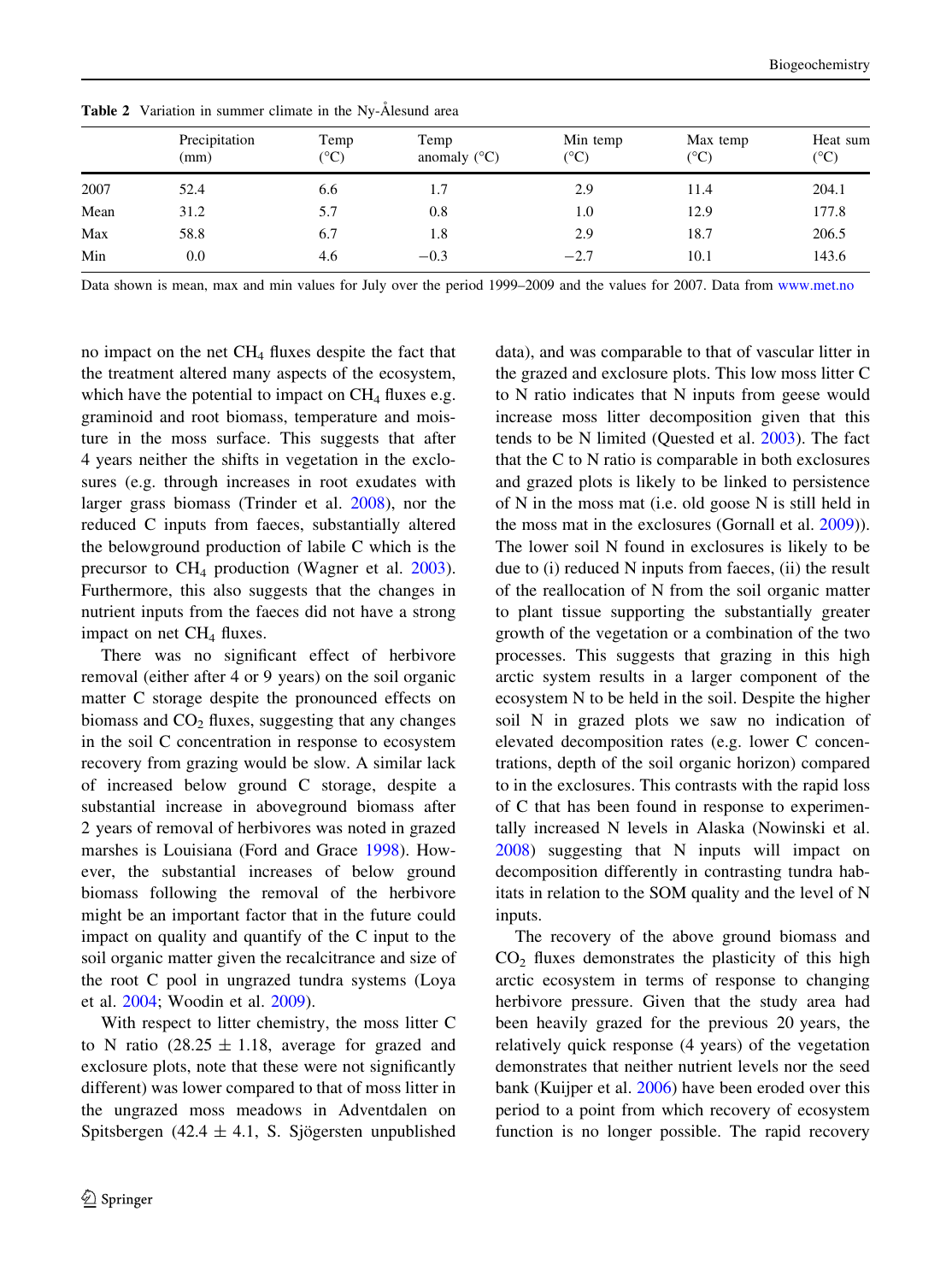**Table 2** Variation in summer climate in the Ny-Ålesund area

| | Precipitation (mm) | Temp (°C) | Temp anomaly (°C) | Min temp (°C) | Max temp (°C) | Heat sum (°C) |
|---|---|---|---|---|---|---|
| 2007 | 52.4 | 6.6 | 1.7 | 2.9 | 11.4 | 204.1 |
| Mean | 31.2 | 5.7 | 0.8 | 1.0 | 12.9 | 177.8 |
| Max | 58.8 | 6.7 | 1.8 | 2.9 | 18.7 | 206.5 |
| Min | 0.0 | 4.6 | −0.3 | −2.7 | 10.1 | 143.6 |

Data shown is mean, max and min values for July over the period 1999–2009 and the values for 2007. Data from www.met.no

no impact on the net $CH_4$ fluxes despite the fact that the treatment altered many aspects of the ecosystem, which have the potential to impact on $CH_4$ fluxes e.g. graminoid and root biomass, temperature and moisture in the moss surface. This suggests that after 4 years neither the shifts in vegetation in the exclosures (e.g. through increases in root exudates with larger grass biomass (Trinder et al. 2008), nor the reduced C inputs from faeces, substantially altered the belowground production of labile C which is the precursor to $CH_4$ production (Wagner et al. 2003). Furthermore, this also suggests that the changes in nutrient inputs from the faeces did not have a strong impact on net $CH_4$ fluxes.

There was no significant effect of herbivore removal (either after 4 or 9 years) on the soil organic matter C storage despite the pronounced effects on biomass and $CO_2$ fluxes, suggesting that any changes in the soil C concentration in response to ecosystem recovery from grazing would be slow. A similar lack of increased below ground C storage, despite a substantial increase in aboveground biomass after 2 years of removal of herbivores was noted in grazed marshes is Louisiana (Ford and Grace 1998). However, the substantial increases of below ground biomass following the removal of the herbivore might be an important factor that in the future could impact on quality and quantify of the C input to the soil organic matter given the recalcitrance and size of the root C pool in ungrazed tundra systems (Loya et al. 2004; Woodin et al. 2009).

With respect to litter chemistry, the moss litter C to N ratio ($28.25 \pm 1.18$, average for grazed and exclosure plots, note that these were not significantly different) was lower compared to that of moss litter in the ungrazed moss meadows in Adventdalen on Spitsbergen ($42.4 \pm 4.1$, S. Sjögersten unpublished data), and was comparable to that of vascular litter in the grazed and exclosure plots. This low moss litter C to N ratio indicates that N inputs from geese would increase moss litter decomposition given that this tends to be N limited (Quested et al. 2003). The fact that the C to N ratio is comparable in both exclosures and grazed plots is likely to be linked to persistence of N in the moss mat (i.e. old goose N is still held in the moss mat in the exclosures (Gornall et al. 2009)). The lower soil N found in exclosures is likely to be due to (i) reduced N inputs from faeces, (ii) the result of the reallocation of N from the soil organic matter to plant tissue supporting the substantially greater growth of the vegetation or a combination of the two processes. This suggests that grazing in this high arctic system results in a larger component of the ecosystem N to be held in the soil. Despite the higher soil N in grazed plots we saw no indication of elevated decomposition rates (e.g. lower C concentrations, depth of the soil organic horizon) compared to in the exclosures. This contrasts with the rapid loss of C that has been found in response to experimentally increased N levels in Alaska (Nowinski et al. 2008) suggesting that N inputs will impact on decomposition differently in contrasting tundra habitats in relation to the SOM quality and the level of N inputs.

The recovery of the above ground biomass and $CO_2$ fluxes demonstrates the plasticity of this high arctic ecosystem in terms of response to changing herbivore pressure. Given that the study area had been heavily grazed for the previous 20 years, the relatively quick response (4 years) of the vegetation demonstrates that neither nutrient levels nor the seed bank (Kuijper et al. 2006) have been eroded over this period to a point from which recovery of ecosystem function is no longer possible. The rapid recovery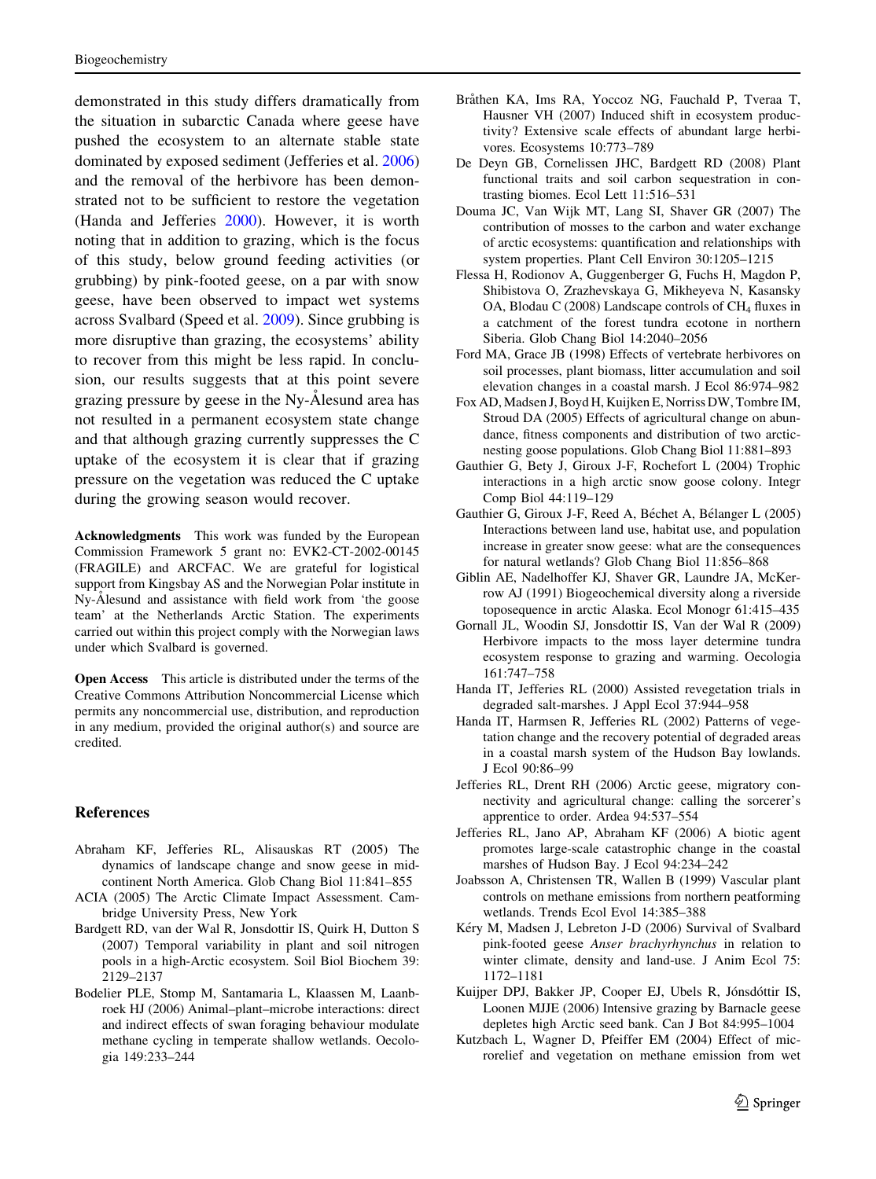demonstrated in this study differs dramatically from the situation in subarctic Canada where geese have pushed the ecosystem to an alternate stable state dominated by exposed sediment (Jefferies et al. 2006) and the removal of the herbivore has been demonstrated not to be sufficient to restore the vegetation (Handa and Jefferies 2000). However, it is worth noting that in addition to grazing, which is the focus of this study, below ground feeding activities (or grubbing) by pink-footed geese, on a par with snow geese, have been observed to impact wet systems across Svalbard (Speed et al. 2009). Since grubbing is more disruptive than grazing, the ecosystems' ability to recover from this might be less rapid. In conclusion, our results suggests that at this point severe grazing pressure by geese in the Ny-Ålesund area has not resulted in a permanent ecosystem state change and that although grazing currently suppresses the C uptake of the ecosystem it is clear that if grazing pressure on the vegetation was reduced the C uptake during the growing season would recover.

**Acknowledgments** This work was funded by the European Commission Framework 5 grant no: EVK2-CT-2002-00145 (FRAGILE) and ARCFAC. We are grateful for logistical support from Kingsbay AS and the Norwegian Polar institute in Ny-Ålesund and assistance with field work from 'the goose team' at the Netherlands Arctic Station. The experiments carried out within this project comply with the Norwegian laws under which Svalbard is governed.

**Open Access** This article is distributed under the terms of the Creative Commons Attribution Noncommercial License which permits any noncommercial use, distribution, and reproduction in any medium, provided the original author(s) and source are credited.

## References

Abraham KF, Jefferies RL, Alisauskas RT (2005) The dynamics of landscape change and snow geese in mid-continent North America. Glob Chang Biol 11:841–855

ACIA (2005) The Arctic Climate Impact Assessment. Cambridge University Press, New York

Bardgett RD, van der Wal R, Jonsdottir IS, Quirk H, Dutton S (2007) Temporal variability in plant and soil nitrogen pools in a high-Arctic ecosystem. Soil Biol Biochem 39: 2129–2137

Bodelier PLE, Stomp M, Santamaria L, Klaassen M, Laanbroek HJ (2006) Animal–plant–microbe interactions: direct and indirect effects of swan foraging behaviour modulate methane cycling in temperate shallow wetlands. Oecologia 149:233–244

Bråthen KA, Ims RA, Yoccoz NG, Fauchald P, Tveraa T, Hausner VH (2007) Induced shift in ecosystem productivity? Extensive scale effects of abundant large herbivores. Ecosystems 10:773–789

De Deyn GB, Cornelissen JHC, Bardgett RD (2008) Plant functional traits and soil carbon sequestration in contrasting biomes. Ecol Lett 11:516–531

Douma JC, Van Wijk MT, Lang SI, Shaver GR (2007) The contribution of mosses to the carbon and water exchange of arctic ecosystems: quantification and relationships with system properties. Plant Cell Environ 30:1205–1215

Flessa H, Rodionov A, Guggenberger G, Fuchs H, Magdon P, Shibistova O, Zrazhevskaya G, Mikheyeva N, Kasansky OA, Blodau C (2008) Landscape controls of $CH_4$ fluxes in a catchment of the forest tundra ecotone in northern Siberia. Glob Chang Biol 14:2040–2056

Ford MA, Grace JB (1998) Effects of vertebrate herbivores on soil processes, plant biomass, litter accumulation and soil elevation changes in a coastal marsh. J Ecol 86:974–982

Fox AD, Madsen J, Boyd H, Kuijken E, Norriss DW, Tombre IM, Stroud DA (2005) Effects of agricultural change on abundance, fitness components and distribution of two arctic-nesting goose populations. Glob Chang Biol 11:881–893

Gauthier G, Bety J, Giroux J-F, Rochefort L (2004) Trophic interactions in a high arctic snow goose colony. Integr Comp Biol 44:119–129

Gauthier G, Giroux J-F, Reed A, Béchet A, Bélanger L (2005) Interactions between land use, habitat use, and population increase in greater snow geese: what are the consequences for natural wetlands? Glob Chang Biol 11:856–868

Giblin AE, Nadelhoffer KJ, Shaver GR, Laundre JA, McKerrow AJ (1991) Biogeochemical diversity along a riverside toposequence in arctic Alaska. Ecol Monogr 61:415–435

Gornall JL, Woodin SJ, Jonsdottir IS, Van der Wal R (2009) Herbivore impacts to the moss layer determine tundra ecosystem response to grazing and warming. Oecologia 161:747–758

Handa IT, Jefferies RL (2000) Assisted revegetation trials in degraded salt-marshes. J Appl Ecol 37:944–958

Handa IT, Harmsen R, Jefferies RL (2002) Patterns of vegetation change and the recovery potential of degraded areas in a coastal marsh system of the Hudson Bay lowlands. J Ecol 90:86–99

Jefferies RL, Drent RH (2006) Arctic geese, migratory connectivity and agricultural change: calling the sorcerer's apprentice to order. Ardea 94:537–554

Jefferies RL, Jano AP, Abraham KF (2006) A biotic agent promotes large-scale catastrophic change in the coastal marshes of Hudson Bay. J Ecol 94:234–242

Joabsson A, Christensen TR, Wallen B (1999) Vascular plant controls on methane emissions from northern peatforming wetlands. Trends Ecol Evol 14:385–388

Kéry M, Madsen J, Lebreton J-D (2006) Survival of Svalbard pink-footed geese *Anser brachyrhynchus* in relation to winter climate, density and land-use. J Anim Ecol 75: 1172–1181

Kuijper DPJ, Bakker JP, Cooper EJ, Ubels R, Jónsdóttir IS, Loonen MJJE (2006) Intensive grazing by Barnacle geese depletes high Arctic seed bank. Can J Bot 84:995–1004

Kutzbach L, Wagner D, Pfeiffer EM (2004) Effect of microrelief and vegetation on methane emission from wet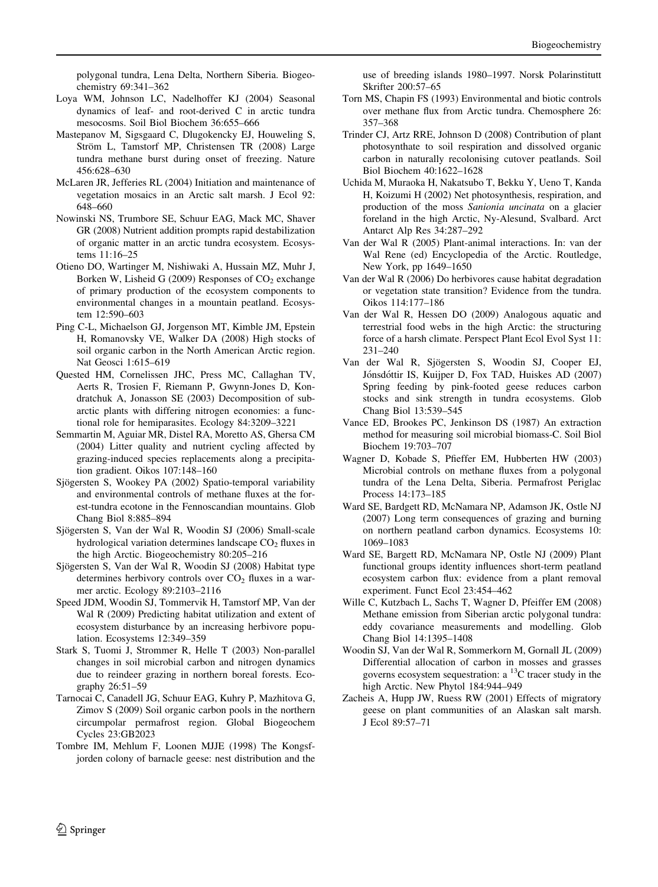polygonal tundra, Lena Delta, Northern Siberia. Biogeochemistry 69:341–362

Loya WM, Johnson LC, Nadelhoffer KJ (2004) Seasonal dynamics of leaf- and root-derived C in arctic tundra mesocosms. Soil Biol Biochem 36:655–666

Mastepanov M, Sigsgaard C, Dlugokencky EJ, Houweling S, Ström L, Tamstorf MP, Christensen TR (2008) Large tundra methane burst during onset of freezing. Nature 456:628–630

McLaren JR, Jefferies RL (2004) Initiation and maintenance of vegetation mosaics in an Arctic salt marsh. J Ecol 92: 648–660

Nowinski NS, Trumbore SE, Schuur EAG, Mack MC, Shaver GR (2008) Nutrient addition prompts rapid destabilization of organic matter in an arctic tundra ecosystem. Ecosystems 11:16–25

Otieno DO, Wartinger M, Nishiwaki A, Hussain MZ, Muhr J, Borken W, Lisheid G (2009) Responses of $CO_2$ exchange of primary production of the ecosystem components to environmental changes in a mountain peatland. Ecosystem 12:590–603

Ping C-L, Michaelson GJ, Jorgenson MT, Kimble JM, Epstein H, Romanovsky VE, Walker DA (2008) High stocks of soil organic carbon in the North American Arctic region. Nat Geosci 1:615–619

Quested HM, Cornelissen JHC, Press MC, Callaghan TV, Aerts R, Trosien F, Riemann P, Gwynn-Jones D, Kondratchuk A, Jonasson SE (2003) Decomposition of sub-arctic plants with differing nitrogen economies: a functional role for hemiparasites. Ecology 84:3209–3221

Semmartin M, Aguiar MR, Distel RA, Moretto AS, Ghersa CM (2004) Litter quality and nutrient cycling affected by grazing-induced species replacements along a precipitation gradient. Oikos 107:148–160

Sjögersten S, Wookey PA (2002) Spatio-temporal variability and environmental controls of methane fluxes at the forest-tundra ecotone in the Fennoscandian mountains. Glob Chang Biol 8:885–894

Sjögersten S, Van der Wal R, Woodin SJ (2006) Small-scale hydrological variation determines landscape $CO_2$ fluxes in the high Arctic. Biogeochemistry 80:205–216

Sjögersten S, Van der Wal R, Woodin SJ (2008) Habitat type determines herbivory controls over $CO_2$ fluxes in a warmer arctic. Ecology 89:2103–2116

Speed JDM, Woodin SJ, Tommervik H, Tamstorf MP, Van der Wal R (2009) Predicting habitat utilization and extent of ecosystem disturbance by an increasing herbivore population. Ecosystems 12:349–359

Stark S, Tuomi J, Strommer R, Helle T (2003) Non-parallel changes in soil microbial carbon and nitrogen dynamics due to reindeer grazing in northern boreal forests. Ecography 26:51–59

Tarnocai C, Canadell JG, Schuur EAG, Kuhry P, Mazhitova G, Zimov S (2009) Soil organic carbon pools in the northern circumpolar permafrost region. Global Biogeochem Cycles 23:GB2023

Tombre IM, Mehlum F, Loonen MJJE (1998) The Kongsfjorden colony of barnacle geese: nest distribution and the use of breeding islands 1980–1997. Norsk Polarinstitutt Skrifter 200:57–65

Torn MS, Chapin FS (1993) Environmental and biotic controls over methane flux from Arctic tundra. Chemosphere 26: 357–368

Trinder CJ, Artz RRE, Johnson D (2008) Contribution of plant photosynthate to soil respiration and dissolved organic carbon in naturally recolonising cutover peatlands. Soil Biol Biochem 40:1622–1628

Uchida M, Muraoka H, Nakatsubo T, Bekku Y, Ueno T, Kanda H, Koizumi H (2002) Net photosynthesis, respiration, and production of the moss *Sanionia uncinata* on a glacier foreland in the high Arctic, Ny-Alesund, Svalbard. Arct Antarct Alp Res 34:287–292

Van der Wal R (2005) Plant-animal interactions. In: van der Wal Rene (ed) Encyclopedia of the Arctic. Routledge, New York, pp 1649–1650

Van der Wal R (2006) Do herbivores cause habitat degradation or vegetation state transition? Evidence from the tundra. Oikos 114:177–186

Van der Wal R, Hessen DO (2009) Analogous aquatic and terrestrial food webs in the high Arctic: the structuring force of a harsh climate. Perspect Plant Ecol Evol Syst 11: 231–240

Van der Wal R, Sjögersten S, Woodin SJ, Cooper EJ, Jónsdóttir IS, Kuijper D, Fox TAD, Huiskes AD (2007) Spring feeding by pink-footed geese reduces carbon stocks and sink strength in tundra ecosystems. Glob Chang Biol 13:539–545

Vance ED, Brookes PC, Jenkinson DS (1987) An extraction method for measuring soil microbial biomass-C. Soil Biol Biochem 19:703–707

Wagner D, Kobade S, Pfieffer EM, Hubberten HW (2003) Microbial controls on methane fluxes from a polygonal tundra of the Lena Delta, Siberia. Permafrost Periglac Process 14:173–185

Ward SE, Bardgett RD, McNamara NP, Adamson JK, Ostle NJ (2007) Long term consequences of grazing and burning on northern peatland carbon dynamics. Ecosystems 10: 1069–1083

Ward SE, Bargett RD, McNamara NP, Ostle NJ (2009) Plant functional groups identity influences short-term peatland ecosystem carbon flux: evidence from a plant removal experiment. Funct Ecol 23:454–462

Wille C, Kutzbach L, Sachs T, Wagner D, Pfeiffer EM (2008) Methane emission from Siberian arctic polygonal tundra: eddy covariance measurements and modelling. Glob Chang Biol 14:1395–1408

Woodin SJ, Van der Wal R, Sommerkorn M, Gornall JL (2009) Differential allocation of carbon in mosses and grasses governs ecosystem sequestration: a $^{13}C$ tracer study in the high Arctic. New Phytol 184:944–949

Zacheis A, Hupp JW, Ruess RW (2001) Effects of migratory geese on plant communities of an Alaskan salt marsh. J Ecol 89:57–71